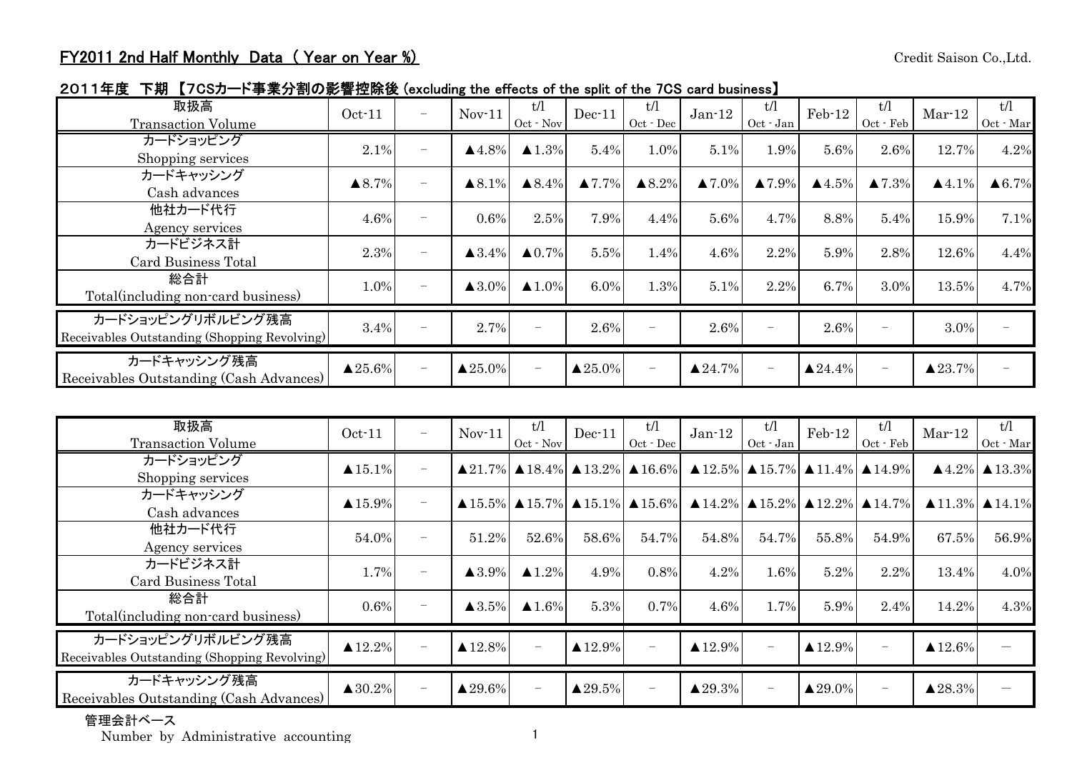## FY2011 2nd Half Monthly Data ( Year on Year %)

Credit Saison Co.,Ltd.

### ２０１１年度 下期 【7CSカード事業分割の影響控除後 (excluding the effects of the split of the 7CS card business】

| 取扱高<br>Transaction Volume | Oct-11 | － | Nov-11 | t/l<br>Oct - Nov | Dec-11 | t/l<br>Oct - Dec | Jan-12 | t/l<br>Oct - Jan | Feb-12 | t/l<br>Oct - Feb | Mar-12 | t/l<br>Oct - Mar |
|---|---|---|---|---|---|---|---|---|---|---|---|---|
| カードショッピング<br>Shopping services | 2.1% | － | ▲4.8% | ▲1.3% | 5.4% | 1.0% | 5.1% | 1.9% | 5.6% | 2.6% | 12.7% | 4.2% |
| カードキャッシング<br>Cash advances | ▲8.7% | － | ▲8.1% | ▲8.4% | ▲7.7% | ▲8.2% | ▲7.0% | ▲7.9% | ▲4.5% | ▲7.3% | ▲4.1% | ▲6.7% |
| 他社カード代行<br>Agency services | 4.6% | － | 0.6% | 2.5% | 7.9% | 4.4% | 5.6% | 4.7% | 8.8% | 5.4% | 15.9% | 7.1% |
| カードビジネス計<br>Card Business Total | 2.3% | － | ▲3.4% | ▲0.7% | 5.5% | 1.4% | 4.6% | 2.2% | 5.9% | 2.8% | 12.6% | 4.4% |
| 総合計<br>Total(including non-card business) | 1.0% | － | ▲3.0% | ▲1.0% | 6.0% | 1.3% | 5.1% | 2.2% | 6.7% | 3.0% | 13.5% | 4.7% |
| カードショッピングリボルビング残高<br>Receivables Outstanding (Shopping Revolving) | 3.4% | － | 2.7% | － | 2.6% | － | 2.6% | － | 2.6% | － | 3.0% | － |
| カードキャッシング残高<br>Receivables Outstanding (Cash Advances) | ▲25.6% | － | ▲25.0% | － | ▲25.0% | － | ▲24.7% | － | ▲24.4% | － | ▲23.7% | － |

| 取扱高<br>Transaction Volume | Oct-11 | － | Nov-11 | t/l<br>Oct - Nov | Dec-11 | t/l<br>Oct - Dec | Jan-12 | t/l<br>Oct - Jan | Feb-12 | t/l<br>Oct - Feb | Mar-12 | t/l<br>Oct - Mar |
|---|---|---|---|---|---|---|---|---|---|---|---|---|
| カードショッピング<br>Shopping services | ▲15.1% | － | ▲21.7% | ▲18.4% | ▲13.2% | ▲16.6% | ▲12.5% | ▲15.7% | ▲11.4% | ▲14.9% | ▲4.2% | ▲13.3% |
| カードキャッシング<br>Cash advances | ▲15.9% | － | ▲15.5% | ▲15.7% | ▲15.1% | ▲15.6% | ▲14.2% | ▲15.2% | ▲12.2% | ▲14.7% | ▲11.3% | ▲14.1% |
| 他社カード代行<br>Agency services | 54.0% | － | 51.2% | 52.6% | 58.6% | 54.7% | 54.8% | 54.7% | 55.8% | 54.9% | 67.5% | 56.9% |
| カードビジネス計<br>Card Business Total | 1.7% | － | ▲3.9% | ▲1.2% | 4.9% | 0.8% | 4.2% | 1.6% | 5.2% | 2.2% | 13.4% | 4.0% |
| 総合計<br>Total(including non-card business) | 0.6% | － | ▲3.5% | ▲1.6% | 5.3% | 0.7% | 4.6% | 1.7% | 5.9% | 2.4% | 14.2% | 4.3% |
| カードショッピングリボルビング残高<br>Receivables Outstanding (Shopping Revolving) | ▲12.2% | － | ▲12.8% | － | ▲12.9% | － | ▲12.9% | － | ▲12.9% | － | ▲12.6% | ― |
| カードキャッシング残高<br>Receivables Outstanding (Cash Advances) | ▲30.2% | － | ▲29.6% | － | ▲29.5% | － | ▲29.3% | － | ▲29.0% | － | ▲28.3% | ― |

管理会計ベース
Number by Administrative accounting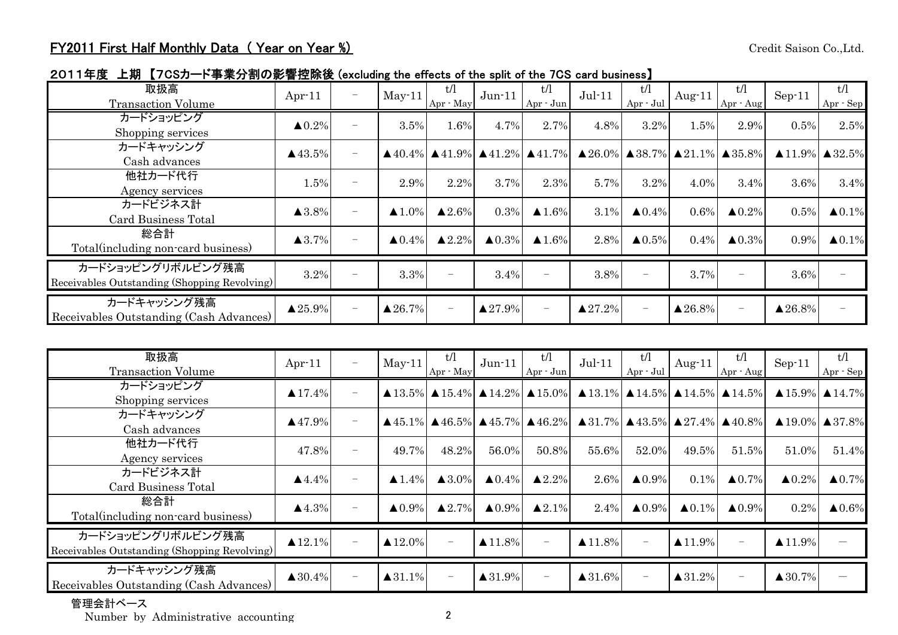**FY2011 First Half Monthly Data （ Year on Year %)**

Credit Saison Co.,Ltd.

2011年度　上期 【7CSカード事業分割の影響控除後 (excluding the effects of the split of the 7CS card business)】

| 取扱高 Transaction Volume | Apr-11 | － | May-11 | t/l Apr - May | Jun-11 | t/l Apr - Jun | Jul-11 | t/l Apr - Jul | Aug-11 | t/l Apr - Aug | Sep-11 | t/l Apr - Sep |
|---|---|---|---|---|---|---|---|---|---|---|---|---|
| カードショッピング Shopping services | ▲0.2% | － | 3.5% | 1.6% | 4.7% | 2.7% | 4.8% | 3.2% | 1.5% | 2.9% | 0.5% | 2.5% |
| カードキャッシング Cash advances | ▲43.5% | － | ▲40.4% | ▲41.9% | ▲41.2% | ▲41.7% | ▲26.0% | ▲38.7% | ▲21.1% | ▲35.8% | ▲11.9% | ▲32.5% |
| 他社カード代行 Agency services | 1.5% | － | 2.9% | 2.2% | 3.7% | 2.3% | 5.7% | 3.2% | 4.0% | 3.4% | 3.6% | 3.4% |
| カードビジネス計 Card Business Total | ▲3.8% | － | ▲1.0% | ▲2.6% | 0.3% | ▲1.6% | 3.1% | ▲0.4% | 0.6% | ▲0.2% | 0.5% | ▲0.1% |
| 総合計 Total(including non-card business) | ▲3.7% | － | ▲0.4% | ▲2.2% | ▲0.3% | ▲1.6% | 2.8% | ▲0.5% | 0.4% | ▲0.3% | 0.9% | ▲0.1% |
| カードショッピングリボルビング残高 Receivables Outstanding (Shopping Revolving) | 3.2% | － | 3.3% | － | 3.4% | － | 3.8% | － | 3.7% | － | 3.6% | － |
| カードキャッシング残高 Receivables Outstanding (Cash Advances) | ▲25.9% | － | ▲26.7% | － | ▲27.9% | － | ▲27.2% | － | ▲26.8% | － | ▲26.8% | － |

| 取扱高 Transaction Volume | Apr-11 | － | May-11 | t/l Apr - May | Jun-11 | t/l Apr - Jun | Jul-11 | t/l Apr - Jul | Aug-11 | t/l Apr - Aug | Sep-11 | t/l Apr - Sep |
|---|---|---|---|---|---|---|---|---|---|---|---|---|
| カードショッピング Shopping services | ▲17.4% | － | ▲13.5% | ▲15.4% | ▲14.2% | ▲15.0% | ▲13.1% | ▲14.5% | ▲14.5% | ▲14.5% | ▲15.9% | ▲14.7% |
| カードキャッシング Cash advances | ▲47.9% | － | ▲45.1% | ▲46.5% | ▲45.7% | ▲46.2% | ▲31.7% | ▲43.5% | ▲27.4% | ▲40.8% | ▲19.0% | ▲37.8% |
| 他社カード代行 Agency services | 47.8% | － | 49.7% | 48.2% | 56.0% | 50.8% | 55.6% | 52.0% | 49.5% | 51.5% | 51.0% | 51.4% |
| カードビジネス計 Card Business Total | ▲4.4% | － | ▲1.4% | ▲3.0% | ▲0.4% | ▲2.2% | 2.6% | ▲0.9% | 0.1% | ▲0.7% | ▲0.2% | ▲0.7% |
| 総合計 Total(including non-card business) | ▲4.3% | － | ▲0.9% | ▲2.7% | ▲0.9% | ▲2.1% | 2.4% | ▲0.9% | ▲0.1% | ▲0.9% | 0.2% | ▲0.6% |
| カードショッピングリボルビング残高 Receivables Outstanding (Shopping Revolving) | ▲12.1% | － | ▲12.0% | － | ▲11.8% | － | ▲11.8% | － | ▲11.9% | － | ▲11.9% | — |
| カードキャッシング残高 Receivables Outstanding (Cash Advances) | ▲30.4% | － | ▲31.1% | － | ▲31.9% | － | ▲31.6% | － | ▲31.2% | － | ▲30.7% | — |

管理会計ベース
Number by Administrative accounting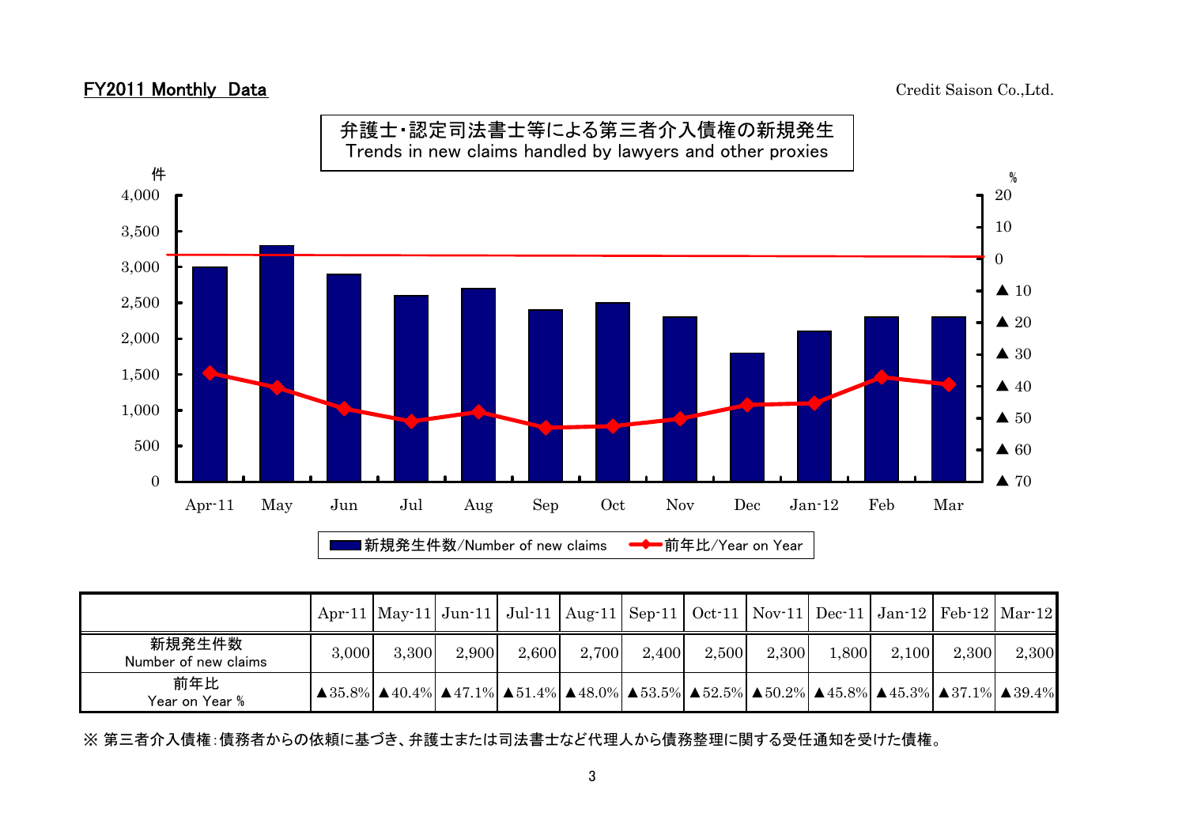## FY2011 Monthly Data

Credit Saison Co.,Ltd.

弁護士・認定司法書士等による第三者介入債権の新規発生
Trends in new claims handled by lawyers and other proxies

件
4,000
3,500
3,000
2,500
2,000
1,500
1,000
500
0

%
20
10
0
▲ 10
▲ 20
▲ 30
▲ 40
▲ 50
▲ 60
▲ 70

Apr-11 May Jun Jul Aug Sep Oct Nov Dec Jan-12 Feb Mar

新規発生件数/Number of new claims
前年比/Year on Year

| | Apr-11 | May-11 | Jun-11 | Jul-11 | Aug-11 | Sep-11 | Oct-11 | Nov-11 | Dec-11 | Jan-12 | Feb-12 | Mar-12 |
|---|---|---|---|---|---|---|---|---|---|---|---|---|
| 新規発生件数 Number of new claims | 3,000 | 3,300 | 2,900 | 2,600 | 2,700 | 2,400 | 2,500 | 2,300 | 1,800 | 2,100 | 2,300 | 2,300 |
| 前年比 Year on Year % | ▲35.8% | ▲40.4% | ▲47.1% | ▲51.4% | ▲48.0% | ▲53.5% | ▲52.5% | ▲50.2% | ▲45.8% | ▲45.3% | ▲37.1% | ▲39.4% |

※ 第三者介入債権：債務者からの依頼に基づき、弁護士または司法書士など代理人から債務整理に関する受任通知を受けた債権。